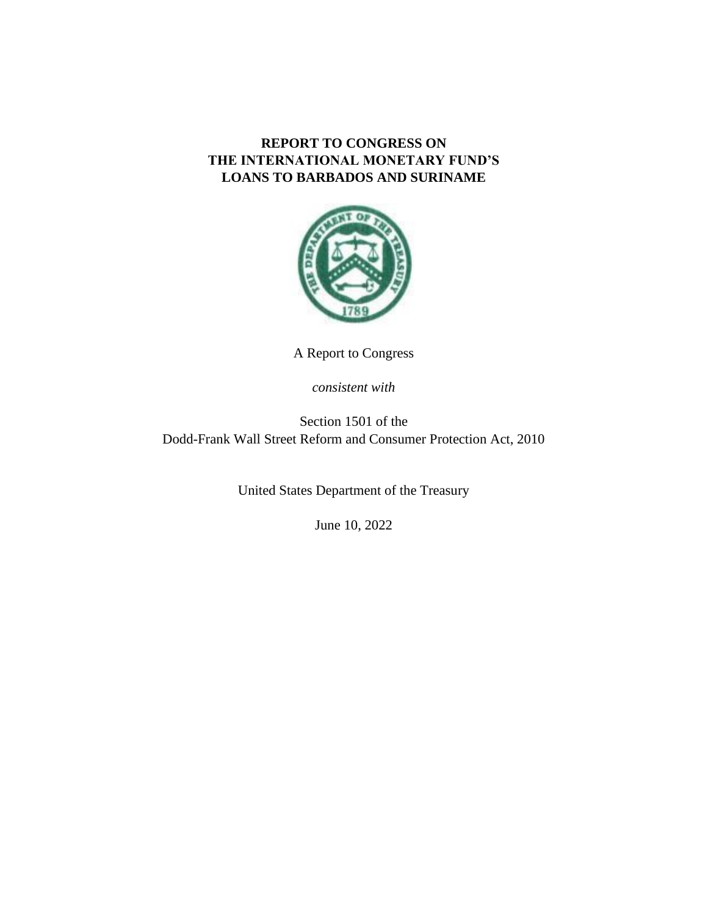# REPORT TO CONGRESS ON THE INTERNATIONAL MONETARY FUND'S LOANS TO BARBADOS AND SURINAME

A Report to Congress

*consistent with*

Section 1501 of the Dodd-Frank Wall Street Reform and Consumer Protection Act, 2010

United States Department of the Treasury

June 10, 2022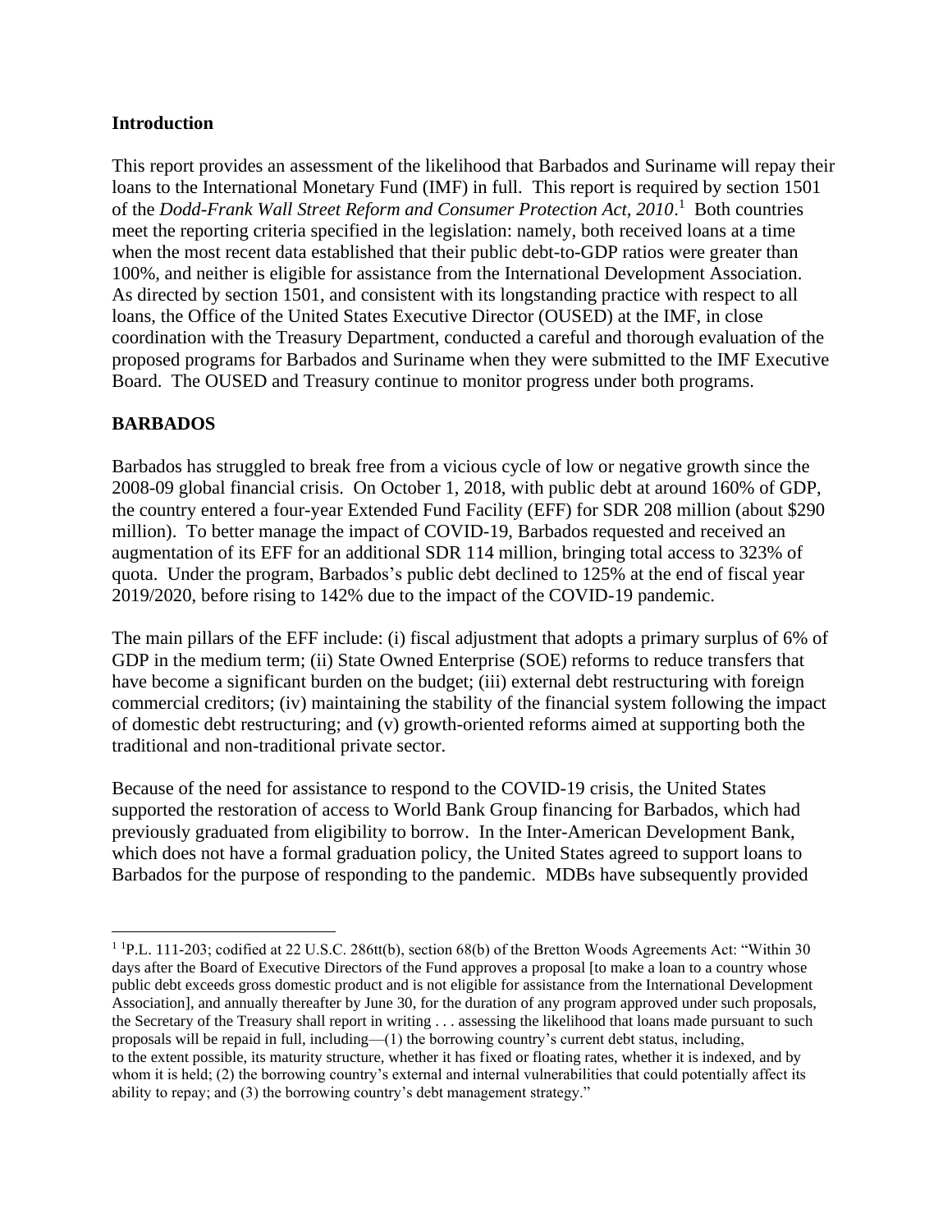## Introduction

This report provides an assessment of the likelihood that Barbados and Suriname will repay their loans to the International Monetary Fund (IMF) in full. This report is required by section 1501 of the *Dodd-Frank Wall Street Reform and Consumer Protection Act, 2010*.[1] Both countries meet the reporting criteria specified in the legislation: namely, both received loans at a time when the most recent data established that their public debt-to-GDP ratios were greater than 100%, and neither is eligible for assistance from the International Development Association. As directed by section 1501, and consistent with its longstanding practice with respect to all loans, the Office of the United States Executive Director (OUSED) at the IMF, in close coordination with the Treasury Department, conducted a careful and thorough evaluation of the proposed programs for Barbados and Suriname when they were submitted to the IMF Executive Board. The OUSED and Treasury continue to monitor progress under both programs.

## BARBADOS

Barbados has struggled to break free from a vicious cycle of low or negative growth since the 2008-09 global financial crisis. On October 1, 2018, with public debt at around 160% of GDP, the country entered a four-year Extended Fund Facility (EFF) for SDR 208 million (about $290 million). To better manage the impact of COVID-19, Barbados requested and received an augmentation of its EFF for an additional SDR 114 million, bringing total access to 323% of quota. Under the program, Barbados's public debt declined to 125% at the end of fiscal year 2019/2020, before rising to 142% due to the impact of the COVID-19 pandemic.

The main pillars of the EFF include: (i) fiscal adjustment that adopts a primary surplus of 6% of GDP in the medium term; (ii) State Owned Enterprise (SOE) reforms to reduce transfers that have become a significant burden on the budget; (iii) external debt restructuring with foreign commercial creditors; (iv) maintaining the stability of the financial system following the impact of domestic debt restructuring; and (v) growth-oriented reforms aimed at supporting both the traditional and non-traditional private sector.

Because of the need for assistance to respond to the COVID-19 crisis, the United States supported the restoration of access to World Bank Group financing for Barbados, which had previously graduated from eligibility to borrow. In the Inter-American Development Bank, which does not have a formal graduation policy, the United States agreed to support loans to Barbados for the purpose of responding to the pandemic. MDBs have subsequently provided

---

[1] [1]P.L. 111-203; codified at 22 U.S.C. 286tt(b), section 68(b) of the Bretton Woods Agreements Act: "Within 30 days after the Board of Executive Directors of the Fund approves a proposal [to make a loan to a country whose public debt exceeds gross domestic product and is not eligible for assistance from the International Development Association], and annually thereafter by June 30, for the duration of any program approved under such proposals, the Secretary of the Treasury shall report in writing . . . assessing the likelihood that loans made pursuant to such proposals will be repaid in full, including—(1) the borrowing country's current debt status, including, to the extent possible, its maturity structure, whether it has fixed or floating rates, whether it is indexed, and by whom it is held; (2) the borrowing country's external and internal vulnerabilities that could potentially affect its ability to repay; and (3) the borrowing country's debt management strategy."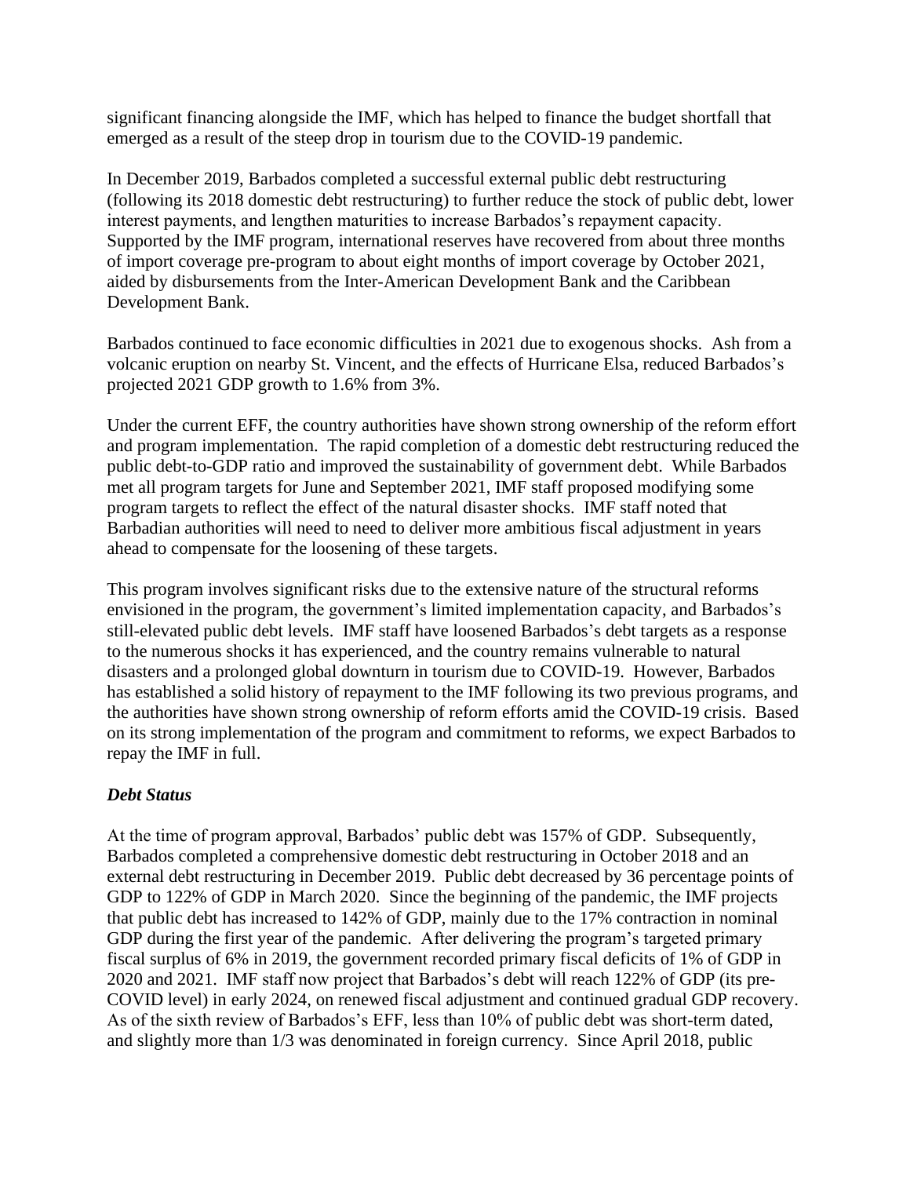significant financing alongside the IMF, which has helped to finance the budget shortfall that emerged as a result of the steep drop in tourism due to the COVID-19 pandemic.

In December 2019, Barbados completed a successful external public debt restructuring (following its 2018 domestic debt restructuring) to further reduce the stock of public debt, lower interest payments, and lengthen maturities to increase Barbados's repayment capacity. Supported by the IMF program, international reserves have recovered from about three months of import coverage pre-program to about eight months of import coverage by October 2021, aided by disbursements from the Inter-American Development Bank and the Caribbean Development Bank.

Barbados continued to face economic difficulties in 2021 due to exogenous shocks. Ash from a volcanic eruption on nearby St. Vincent, and the effects of Hurricane Elsa, reduced Barbados's projected 2021 GDP growth to 1.6% from 3%.

Under the current EFF, the country authorities have shown strong ownership of the reform effort and program implementation. The rapid completion of a domestic debt restructuring reduced the public debt-to-GDP ratio and improved the sustainability of government debt. While Barbados met all program targets for June and September 2021, IMF staff proposed modifying some program targets to reflect the effect of the natural disaster shocks. IMF staff noted that Barbadian authorities will need to need to deliver more ambitious fiscal adjustment in years ahead to compensate for the loosening of these targets.

This program involves significant risks due to the extensive nature of the structural reforms envisioned in the program, the government's limited implementation capacity, and Barbados's still-elevated public debt levels. IMF staff have loosened Barbados's debt targets as a response to the numerous shocks it has experienced, and the country remains vulnerable to natural disasters and a prolonged global downturn in tourism due to COVID-19. However, Barbados has established a solid history of repayment to the IMF following its two previous programs, and the authorities have shown strong ownership of reform efforts amid the COVID-19 crisis. Based on its strong implementation of the program and commitment to reforms, we expect Barbados to repay the IMF in full.

### *Debt Status*

At the time of program approval, Barbados' public debt was 157% of GDP. Subsequently, Barbados completed a comprehensive domestic debt restructuring in October 2018 and an external debt restructuring in December 2019. Public debt decreased by 36 percentage points of GDP to 122% of GDP in March 2020. Since the beginning of the pandemic, the IMF projects that public debt has increased to 142% of GDP, mainly due to the 17% contraction in nominal GDP during the first year of the pandemic. After delivering the program's targeted primary fiscal surplus of 6% in 2019, the government recorded primary fiscal deficits of 1% of GDP in 2020 and 2021. IMF staff now project that Barbados's debt will reach 122% of GDP (its pre-COVID level) in early 2024, on renewed fiscal adjustment and continued gradual GDP recovery. As of the sixth review of Barbados's EFF, less than 10% of public debt was short-term dated, and slightly more than 1/3 was denominated in foreign currency. Since April 2018, public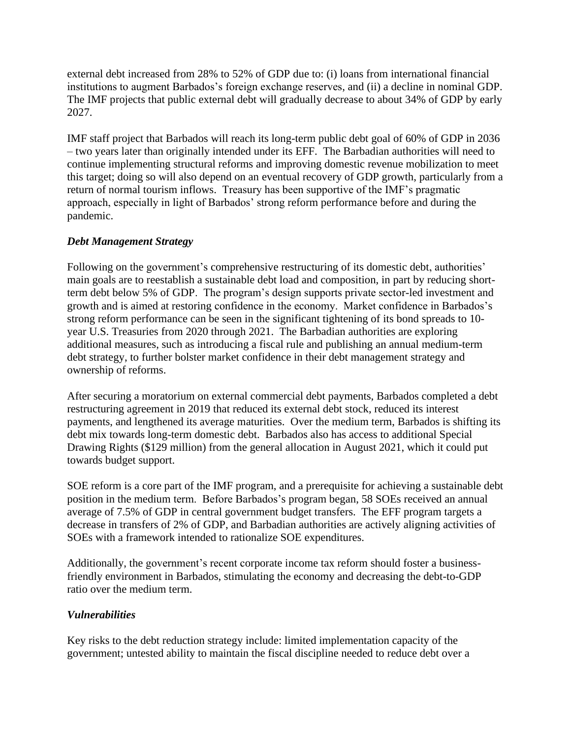external debt increased from 28% to 52% of GDP due to: (i) loans from international financial institutions to augment Barbados's foreign exchange reserves, and (ii) a decline in nominal GDP. The IMF projects that public external debt will gradually decrease to about 34% of GDP by early 2027.

IMF staff project that Barbados will reach its long-term public debt goal of 60% of GDP in 2036 – two years later than originally intended under its EFF. The Barbadian authorities will need to continue implementing structural reforms and improving domestic revenue mobilization to meet this target; doing so will also depend on an eventual recovery of GDP growth, particularly from a return of normal tourism inflows. Treasury has been supportive of the IMF's pragmatic approach, especially in light of Barbados' strong reform performance before and during the pandemic.

### *Debt Management Strategy*

Following on the government's comprehensive restructuring of its domestic debt, authorities' main goals are to reestablish a sustainable debt load and composition, in part by reducing short-term debt below 5% of GDP. The program's design supports private sector-led investment and growth and is aimed at restoring confidence in the economy. Market confidence in Barbados's strong reform performance can be seen in the significant tightening of its bond spreads to 10-year U.S. Treasuries from 2020 through 2021. The Barbadian authorities are exploring additional measures, such as introducing a fiscal rule and publishing an annual medium-term debt strategy, to further bolster market confidence in their debt management strategy and ownership of reforms.

After securing a moratorium on external commercial debt payments, Barbados completed a debt restructuring agreement in 2019 that reduced its external debt stock, reduced its interest payments, and lengthened its average maturities. Over the medium term, Barbados is shifting its debt mix towards long-term domestic debt. Barbados also has access to additional Special Drawing Rights ($129 million) from the general allocation in August 2021, which it could put towards budget support.

SOE reform is a core part of the IMF program, and a prerequisite for achieving a sustainable debt position in the medium term. Before Barbados's program began, 58 SOEs received an annual average of 7.5% of GDP in central government budget transfers. The EFF program targets a decrease in transfers of 2% of GDP, and Barbadian authorities are actively aligning activities of SOEs with a framework intended to rationalize SOE expenditures.

Additionally, the government's recent corporate income tax reform should foster a business-friendly environment in Barbados, stimulating the economy and decreasing the debt-to-GDP ratio over the medium term.

### *Vulnerabilities*

Key risks to the debt reduction strategy include: limited implementation capacity of the government; untested ability to maintain the fiscal discipline needed to reduce debt over a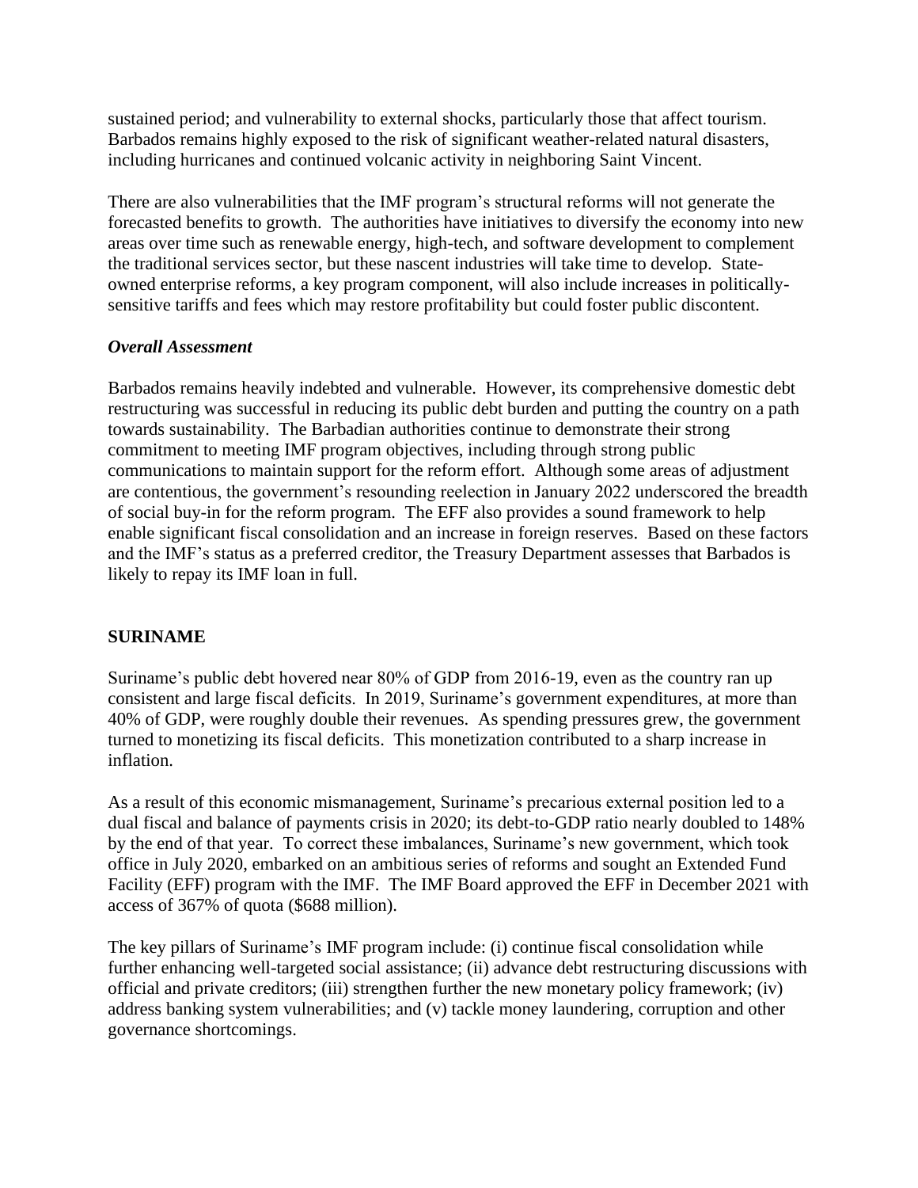sustained period; and vulnerability to external shocks, particularly those that affect tourism. Barbados remains highly exposed to the risk of significant weather-related natural disasters, including hurricanes and continued volcanic activity in neighboring Saint Vincent.

There are also vulnerabilities that the IMF program's structural reforms will not generate the forecasted benefits to growth. The authorities have initiatives to diversify the economy into new areas over time such as renewable energy, high-tech, and software development to complement the traditional services sector, but these nascent industries will take time to develop. State-owned enterprise reforms, a key program component, will also include increases in politically-sensitive tariffs and fees which may restore profitability but could foster public discontent.

***Overall Assessment***

Barbados remains heavily indebted and vulnerable. However, its comprehensive domestic debt restructuring was successful in reducing its public debt burden and putting the country on a path towards sustainability. The Barbadian authorities continue to demonstrate their strong commitment to meeting IMF program objectives, including through strong public communications to maintain support for the reform effort. Although some areas of adjustment are contentious, the government's resounding reelection in January 2022 underscored the breadth of social buy-in for the reform program. The EFF also provides a sound framework to help enable significant fiscal consolidation and an increase in foreign reserves. Based on these factors and the IMF's status as a preferred creditor, the Treasury Department assesses that Barbados is likely to repay its IMF loan in full.

## SURINAME

Suriname's public debt hovered near 80% of GDP from 2016-19, even as the country ran up consistent and large fiscal deficits. In 2019, Suriname's government expenditures, at more than 40% of GDP, were roughly double their revenues. As spending pressures grew, the government turned to monetizing its fiscal deficits. This monetization contributed to a sharp increase in inflation.

As a result of this economic mismanagement, Suriname's precarious external position led to a dual fiscal and balance of payments crisis in 2020; its debt-to-GDP ratio nearly doubled to 148% by the end of that year. To correct these imbalances, Suriname's new government, which took office in July 2020, embarked on an ambitious series of reforms and sought an Extended Fund Facility (EFF) program with the IMF. The IMF Board approved the EFF in December 2021 with access of 367% of quota ($688 million).

The key pillars of Suriname's IMF program include: (i) continue fiscal consolidation while further enhancing well-targeted social assistance; (ii) advance debt restructuring discussions with official and private creditors; (iii) strengthen further the new monetary policy framework; (iv) address banking system vulnerabilities; and (v) tackle money laundering, corruption and other governance shortcomings.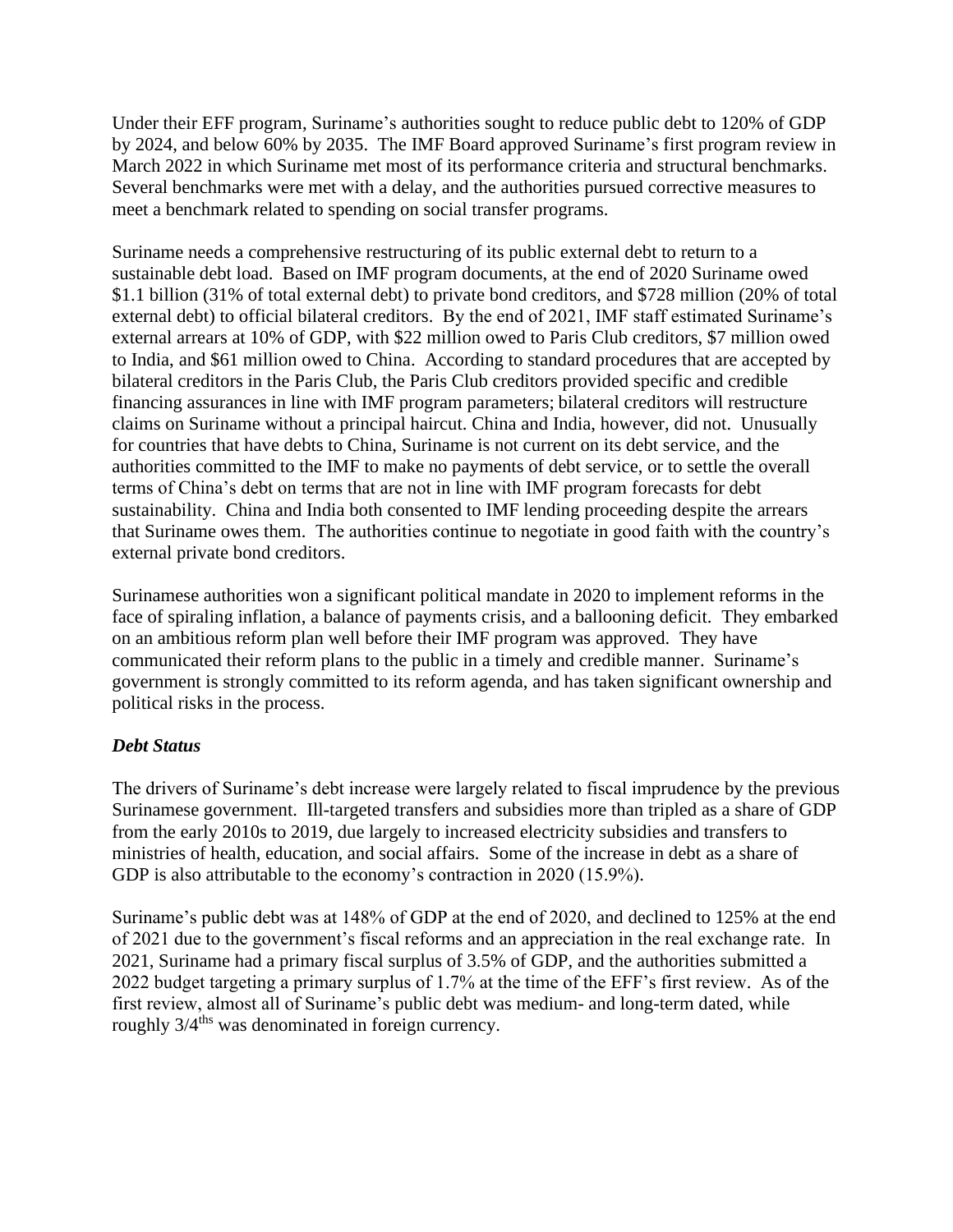Under their EFF program, Suriname's authorities sought to reduce public debt to 120% of GDP by 2024, and below 60% by 2035. The IMF Board approved Suriname's first program review in March 2022 in which Suriname met most of its performance criteria and structural benchmarks. Several benchmarks were met with a delay, and the authorities pursued corrective measures to meet a benchmark related to spending on social transfer programs.

Suriname needs a comprehensive restructuring of its public external debt to return to a sustainable debt load. Based on IMF program documents, at the end of 2020 Suriname owed $1.1 billion (31% of total external debt) to private bond creditors, and $728 million (20% of total external debt) to official bilateral creditors. By the end of 2021, IMF staff estimated Suriname's external arrears at 10% of GDP, with $22 million owed to Paris Club creditors, $7 million owed to India, and $61 million owed to China. According to standard procedures that are accepted by bilateral creditors in the Paris Club, the Paris Club creditors provided specific and credible financing assurances in line with IMF program parameters; bilateral creditors will restructure claims on Suriname without a principal haircut. China and India, however, did not. Unusually for countries that have debts to China, Suriname is not current on its debt service, and the authorities committed to the IMF to make no payments of debt service, or to settle the overall terms of China's debt on terms that are not in line with IMF program forecasts for debt sustainability. China and India both consented to IMF lending proceeding despite the arrears that Suriname owes them. The authorities continue to negotiate in good faith with the country's external private bond creditors.

Surinamese authorities won a significant political mandate in 2020 to implement reforms in the face of spiraling inflation, a balance of payments crisis, and a ballooning deficit. They embarked on an ambitious reform plan well before their IMF program was approved. They have communicated their reform plans to the public in a timely and credible manner. Suriname's government is strongly committed to its reform agenda, and has taken significant ownership and political risks in the process.

### ***Debt Status***

The drivers of Suriname's debt increase were largely related to fiscal imprudence by the previous Surinamese government. Ill-targeted transfers and subsidies more than tripled as a share of GDP from the early 2010s to 2019, due largely to increased electricity subsidies and transfers to ministries of health, education, and social affairs. Some of the increase in debt as a share of GDP is also attributable to the economy's contraction in 2020 (15.9%).

Suriname's public debt was at 148% of GDP at the end of 2020, and declined to 125% at the end of 2021 due to the government's fiscal reforms and an appreciation in the real exchange rate. In 2021, Suriname had a primary fiscal surplus of 3.5% of GDP, and the authorities submitted a 2022 budget targeting a primary surplus of 1.7% at the time of the EFF's first review. As of the first review, almost all of Suriname's public debt was medium- and long-term dated, while roughly 3/4ths was denominated in foreign currency.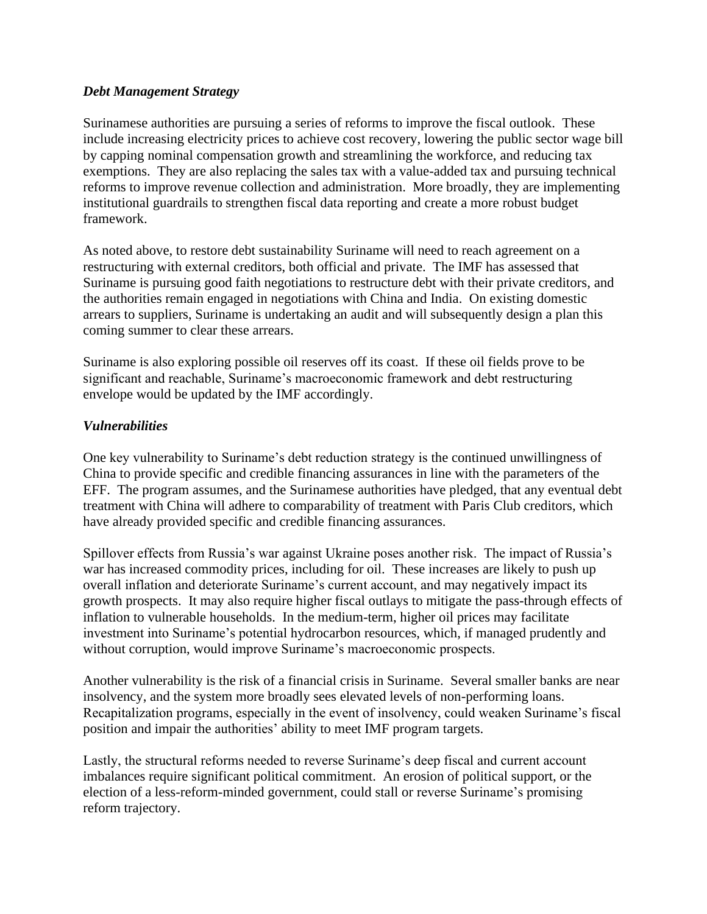### *Debt Management Strategy*

Surinamese authorities are pursuing a series of reforms to improve the fiscal outlook. These include increasing electricity prices to achieve cost recovery, lowering the public sector wage bill by capping nominal compensation growth and streamlining the workforce, and reducing tax exemptions. They are also replacing the sales tax with a value-added tax and pursuing technical reforms to improve revenue collection and administration. More broadly, they are implementing institutional guardrails to strengthen fiscal data reporting and create a more robust budget framework.

As noted above, to restore debt sustainability Suriname will need to reach agreement on a restructuring with external creditors, both official and private. The IMF has assessed that Suriname is pursuing good faith negotiations to restructure debt with their private creditors, and the authorities remain engaged in negotiations with China and India. On existing domestic arrears to suppliers, Suriname is undertaking an audit and will subsequently design a plan this coming summer to clear these arrears.

Suriname is also exploring possible oil reserves off its coast. If these oil fields prove to be significant and reachable, Suriname's macroeconomic framework and debt restructuring envelope would be updated by the IMF accordingly.

### *Vulnerabilities*

One key vulnerability to Suriname's debt reduction strategy is the continued unwillingness of China to provide specific and credible financing assurances in line with the parameters of the EFF. The program assumes, and the Surinamese authorities have pledged, that any eventual debt treatment with China will adhere to comparability of treatment with Paris Club creditors, which have already provided specific and credible financing assurances.

Spillover effects from Russia's war against Ukraine poses another risk. The impact of Russia's war has increased commodity prices, including for oil. These increases are likely to push up overall inflation and deteriorate Suriname's current account, and may negatively impact its growth prospects. It may also require higher fiscal outlays to mitigate the pass-through effects of inflation to vulnerable households. In the medium-term, higher oil prices may facilitate investment into Suriname's potential hydrocarbon resources, which, if managed prudently and without corruption, would improve Suriname's macroeconomic prospects.

Another vulnerability is the risk of a financial crisis in Suriname. Several smaller banks are near insolvency, and the system more broadly sees elevated levels of non-performing loans. Recapitalization programs, especially in the event of insolvency, could weaken Suriname's fiscal position and impair the authorities' ability to meet IMF program targets.

Lastly, the structural reforms needed to reverse Suriname's deep fiscal and current account imbalances require significant political commitment. An erosion of political support, or the election of a less-reform-minded government, could stall or reverse Suriname's promising reform trajectory.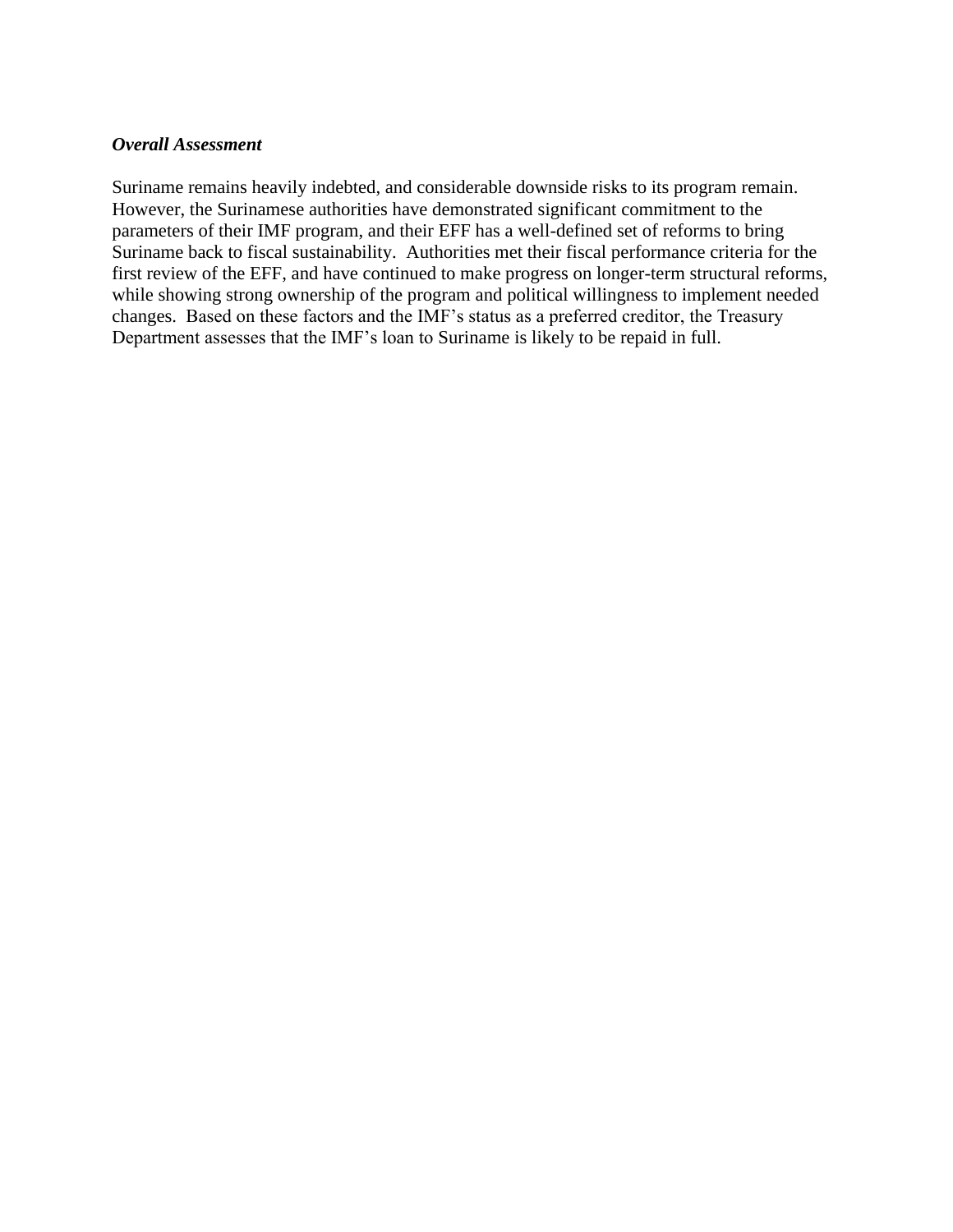***Overall Assessment***

Suriname remains heavily indebted, and considerable downside risks to its program remain. However, the Surinamese authorities have demonstrated significant commitment to the parameters of their IMF program, and their EFF has a well-defined set of reforms to bring Suriname back to fiscal sustainability. Authorities met their fiscal performance criteria for the first review of the EFF, and have continued to make progress on longer-term structural reforms, while showing strong ownership of the program and political willingness to implement needed changes. Based on these factors and the IMF's status as a preferred creditor, the Treasury Department assesses that the IMF's loan to Suriname is likely to be repaid in full.